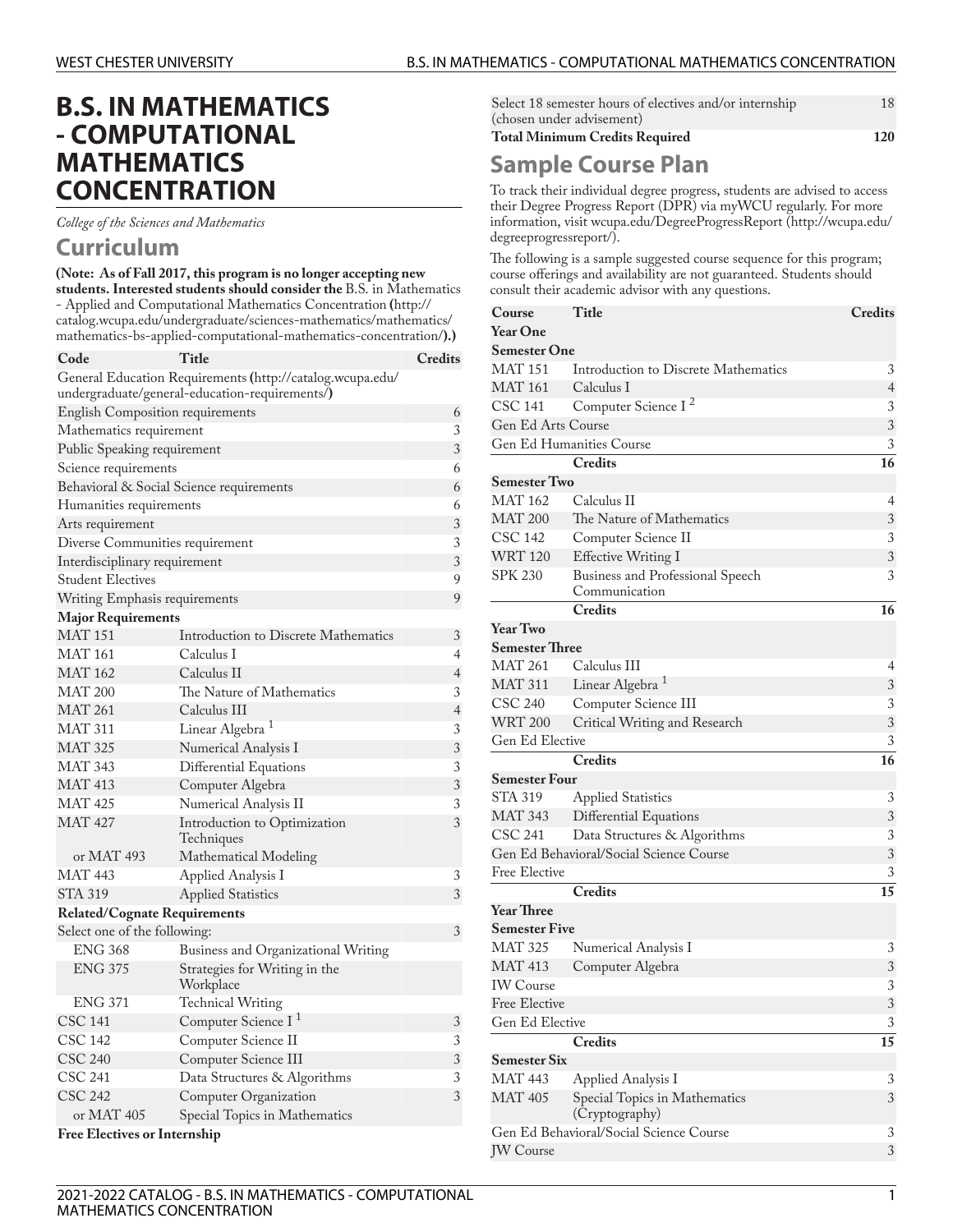# B.S. IN MATHEMATICS - COMPUTATIONAL MATHEMATICS CONCENTRATION

*College of the Sciences and Mathematics*

## Curriculum

**(Note: As of Fall 2017, this program is no longer accepting new students. Interested students should consider the** B.S. in Mathematics - Applied and Computational Mathematics Concentration **(**http://catalog.wcupa.edu/undergraduate/sciences-mathematics/mathematics/mathematics-bs-applied-computational-mathematics-concentration/**).)**

| Code | Title | Credits |
|---|---|---|
| General Education Requirements **(**http://catalog.wcupa.edu/undergraduate/general-education-requirements/**)** | | |
| English Composition requirements | | 6 |
| Mathematics requirement | | 3 |
| Public Speaking requirement | | 3 |
| Science requirements | | 6 |
| Behavioral & Social Science requirements | | 6 |
| Humanities requirements | | 6 |
| Arts requirement | | 3 |
| Diverse Communities requirement | | 3 |
| Interdisciplinary requirement | | 3 |
| Student Electives | | 9 |
| Writing Emphasis requirements | | 9 |
| **Major Requirements** | | |
| MAT 151 | Introduction to Discrete Mathematics | 3 |
| MAT 161 | Calculus I | 4 |
| MAT 162 | Calculus II | 4 |
| MAT 200 | The Nature of Mathematics | 3 |
| MAT 261 | Calculus III | 4 |
| MAT 311 | Linear Algebra [1] | 3 |
| MAT 325 | Numerical Analysis I | 3 |
| MAT 343 | Differential Equations | 3 |
| MAT 413 | Computer Algebra | 3 |
| MAT 425 | Numerical Analysis II | 3 |
| MAT 427 | Introduction to Optimization Techniques | 3 |
| or MAT 493 | Mathematical Modeling | |
| MAT 443 | Applied Analysis I | 3 |
| STA 319 | Applied Statistics | 3 |
| **Related/Cognate Requirements** | | |
| Select one of the following: | | 3 |
| ENG 368 | Business and Organizational Writing | |
| ENG 375 | Strategies for Writing in the Workplace | |
| ENG 371 | Technical Writing | |
| CSC 141 | Computer Science I [1] | 3 |
| CSC 142 | Computer Science II | 3 |
| CSC 240 | Computer Science III | 3 |
| CSC 241 | Data Structures & Algorithms | 3 |
| CSC 242 | Computer Organization | 3 |
| or MAT 405 | Special Topics in Mathematics | |
| **Free Electives or Internship** | | |
| Select 18 semester hours of electives and/or internship (chosen under advisement) | | 18 |
| **Total Minimum Credits Required** | | **120** |

## Sample Course Plan

To track their individual degree progress, students are advised to access their Degree Progress Report (DPR) via myWCU regularly. For more information, visit wcupa.edu/DegreeProgressReport (http://wcupa.edu/degreeprogressreport/).

The following is a sample suggested course sequence for this program; course offerings and availability are not guaranteed. Students should consult their academic advisor with any questions.

| Course | Title | Credits |
|---|---|---|
| **Year One** | | |
| **Semester One** | | |
| MAT 151 | Introduction to Discrete Mathematics | 3 |
| MAT 161 | Calculus I | 4 |
| CSC 141 | Computer Science I [2] | 3 |
| Gen Ed Arts Course | | 3 |
| Gen Ed Humanities Course | | 3 |
| | **Credits** | **16** |
| **Semester Two** | | |
| MAT 162 | Calculus II | 4 |
| MAT 200 | The Nature of Mathematics | 3 |
| CSC 142 | Computer Science II | 3 |
| WRT 120 | Effective Writing I | 3 |
| SPK 230 | Business and Professional Speech Communication | 3 |
| | **Credits** | **16** |
| **Year Two** | | |
| **Semester Three** | | |
| MAT 261 | Calculus III | 4 |
| MAT 311 | Linear Algebra [1] | 3 |
| CSC 240 | Computer Science III | 3 |
| WRT 200 | Critical Writing and Research | 3 |
| Gen Ed Elective | | 3 |
| | **Credits** | **16** |
| **Semester Four** | | |
| STA 319 | Applied Statistics | 3 |
| MAT 343 | Differential Equations | 3 |
| CSC 241 | Data Structures & Algorithms | 3 |
| Gen Ed Behavioral/Social Science Course | | 3 |
| Free Elective | | 3 |
| | **Credits** | **15** |
| **Year Three** | | |
| **Semester Five** | | |
| MAT 325 | Numerical Analysis I | 3 |
| MAT 413 | Computer Algebra | 3 |
| IW Course | | 3 |
| Free Elective | | 3 |
| Gen Ed Elective | | 3 |
| | **Credits** | **15** |
| **Semester Six** | | |
| MAT 443 | Applied Analysis I | 3 |
| MAT 405 | Special Topics in Mathematics (Cryptography) | 3 |
| Gen Ed Behavioral/Social Science Course | | 3 |
| JW Course | | 3 |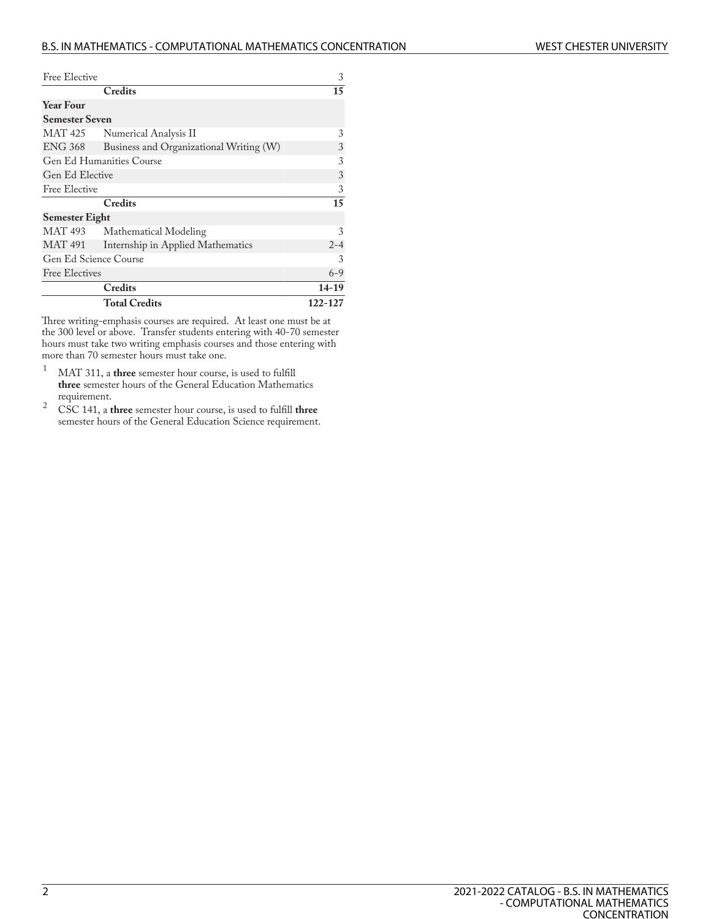| | | |
|---|---|---|
| Free Elective | | 3 |
| | **Credits** | **15** |
| **Year Four** | | |
| **Semester Seven** | | |
| MAT 425 | Numerical Analysis II | 3 |
| ENG 368 | Business and Organizational Writing (W) | 3 |
| Gen Ed Humanities Course | | 3 |
| Gen Ed Elective | | 3 |
| Free Elective | | 3 |
| | **Credits** | **15** |
| **Semester Eight** | | |
| MAT 493 | Mathematical Modeling | 3 |
| MAT 491 | Internship in Applied Mathematics | 2-4 |
| Gen Ed Science Course | | 3 |
| Free Electives | | 6-9 |
| | **Credits** | **14-19** |
| | **Total Credits** | **122-127** |

Three writing-emphasis courses are required. At least one must be at the 300 level or above. Transfer students entering with 40-70 semester hours must take two writing emphasis courses and those entering with more than 70 semester hours must take one.

[1] MAT 311, a **three** semester hour course, is used to fulfill **three** semester hours of the General Education Mathematics requirement.

[2] CSC 141, a **three** semester hour course, is used to fulfill **three** semester hours of the General Education Science requirement.